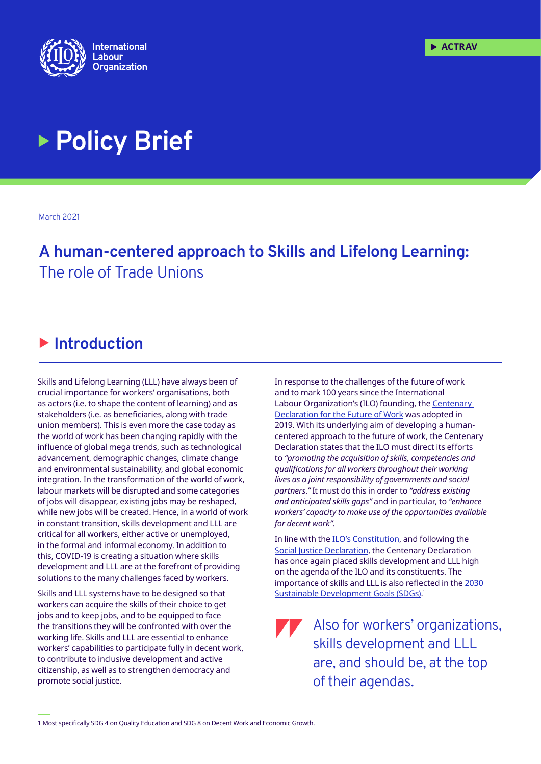International Labour Organization

ACTRAV

# Policy Brief

March 2021

## A human-centered approach to Skills and Lifelong Learning: The role of Trade Unions

## Introduction

Skills and Lifelong Learning (LLL) have always been of crucial importance for workers' organisations, both as actors (i.e. to shape the content of learning) and as stakeholders (i.e. as beneficiaries, along with trade union members). This is even more the case today as the world of work has been changing rapidly with the influence of global mega trends, such as technological advancement, demographic changes, climate change and environmental sustainability, and global economic integration. In the transformation of the world of work, labour markets will be disrupted and some categories of jobs will disappear, existing jobs may be reshaped, while new jobs will be created. Hence, in a world of work in constant transition, skills development and LLL are critical for all workers, either active or unemployed, in the formal and informal economy. In addition to this, COVID-19 is creating a situation where skills development and LLL are at the forefront of providing solutions to the many challenges faced by workers.

Skills and LLL systems have to be designed so that workers can acquire the skills of their choice to get jobs and to keep jobs, and to be equipped to face the transitions they will be confronted with over the working life. Skills and LLL are essential to enhance workers' capabilities to participate fully in decent work, to contribute to inclusive development and active citizenship, as well as to strengthen democracy and promote social justice.

In response to the challenges of the future of work and to mark 100 years since the International Labour Organization's (ILO) founding, the Centenary Declaration for the Future of Work was adopted in 2019. With its underlying aim of developing a human-centered approach to the future of work, the Centenary Declaration states that the ILO must direct its efforts to *"promoting the acquisition of skills, competencies and qualifications for all workers throughout their working lives as a joint responsibility of governments and social partners."* It must do this in order to *"address existing and anticipated skills gaps"* and in particular, to *"enhance workers' capacity to make use of the opportunities available for decent work".*

In line with the ILO's Constitution, and following the Social Justice Declaration, the Centenary Declaration has once again placed skills development and LLL high on the agenda of the ILO and its constituents. The importance of skills and LLL is also reflected in the 2030 Sustainable Development Goals (SDGs).[1]

> Also for workers' organizations, skills development and LLL are, and should be, at the top of their agendas.

1 Most specifically SDG 4 on Quality Education and SDG 8 on Decent Work and Economic Growth.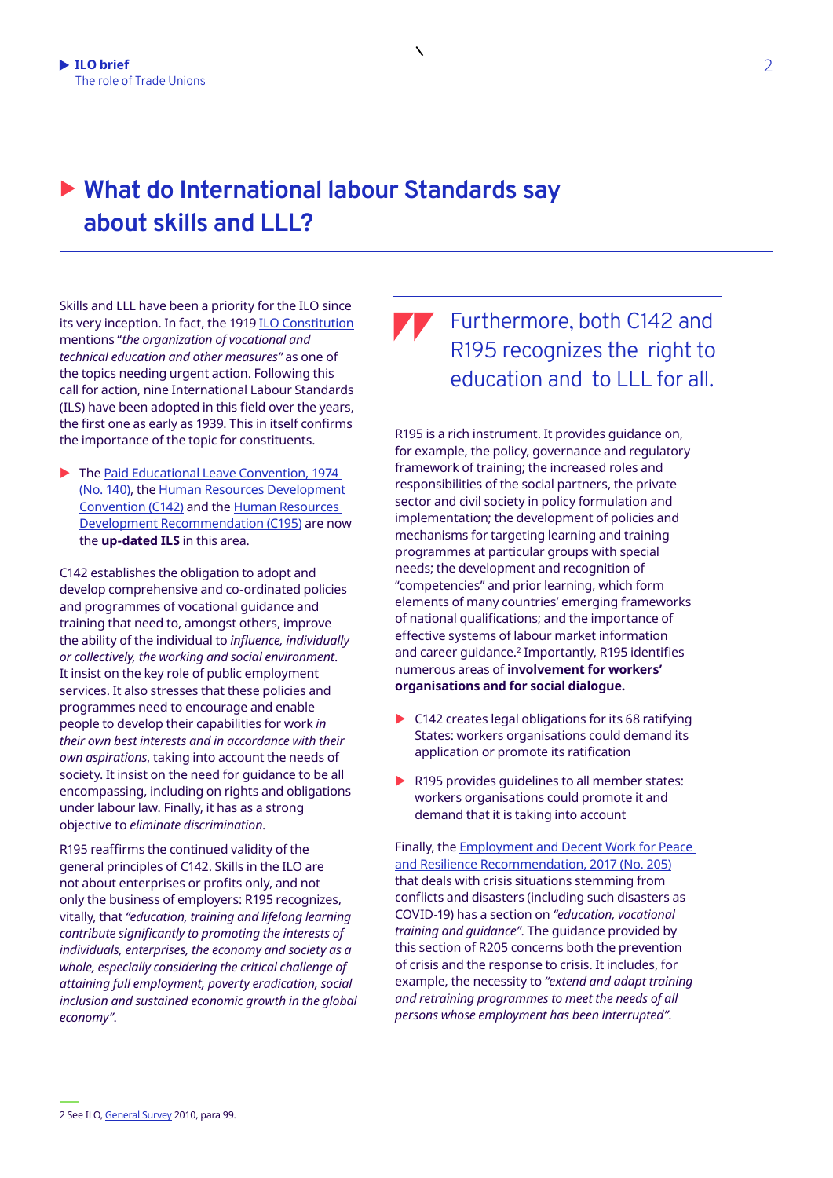# What do International labour Standards say about skills and LLL?

Skills and LLL have been a priority for the ILO since its very inception. In fact, the 1919 ILO Constitution mentions "*the organization of vocational and technical education and other measures"* as one of the topics needing urgent action. Following this call for action, nine International Labour Standards (ILS) have been adopted in this field over the years, the first one as early as 1939. This in itself confirms the importance of the topic for constituents.

- The Paid Educational Leave Convention, 1974 (No. 140), the Human Resources Development Convention (C142) and the Human Resources Development Recommendation (C195) are now the **up-dated ILS** in this area.

C142 establishes the obligation to adopt and develop comprehensive and co-ordinated policies and programmes of vocational guidance and training that need to, amongst others, improve the ability of the individual to *influence, individually or collectively, the working and social environment*. It insist on the key role of public employment services. It also stresses that these policies and programmes need to encourage and enable people to develop their capabilities for work *in their own best interests and in accordance with their own aspirations*, taking into account the needs of society. It insist on the need for guidance to be all encompassing, including on rights and obligations under labour law. Finally, it has as a strong objective to *eliminate discrimination*.

R195 reaffirms the continued validity of the general principles of C142. Skills in the ILO are not about enterprises or profits only, and not only the business of employers: R195 recognizes, vitally, that *"education, training and lifelong learning contribute significantly to promoting the interests of individuals, enterprises, the economy and society as a whole, especially considering the critical challenge of attaining full employment, poverty eradication, social inclusion and sustained economic growth in the global economy"*.

> Furthermore, both C142 and R195 recognizes the right to education and to LLL for all.

R195 is a rich instrument. It provides guidance on, for example, the policy, governance and regulatory framework of training; the increased roles and responsibilities of the social partners, the private sector and civil society in policy formulation and implementation; the development of policies and mechanisms for targeting learning and training programmes at particular groups with special needs; the development and recognition of "competencies" and prior learning, which form elements of many countries' emerging frameworks of national qualifications; and the importance of effective systems of labour market information and career guidance.[2] Importantly, R195 identifies numerous areas of **involvement for workers' organisations and for social dialogue.**

- C142 creates legal obligations for its 68 ratifying States: workers organisations could demand its application or promote its ratification
- R195 provides guidelines to all member states: workers organisations could promote it and demand that it is taking into account

Finally, the Employment and Decent Work for Peace and Resilience Recommendation, 2017 (No. 205) that deals with crisis situations stemming from conflicts and disasters (including such disasters as COVID-19) has a section on *"education, vocational training and guidance"*. The guidance provided by this section of R205 concerns both the prevention of crisis and the response to crisis. It includes, for example, the necessity to *"extend and adapt training and retraining programmes to meet the needs of all persons whose employment has been interrupted"*.

2 See ILO, General Survey 2010, para 99.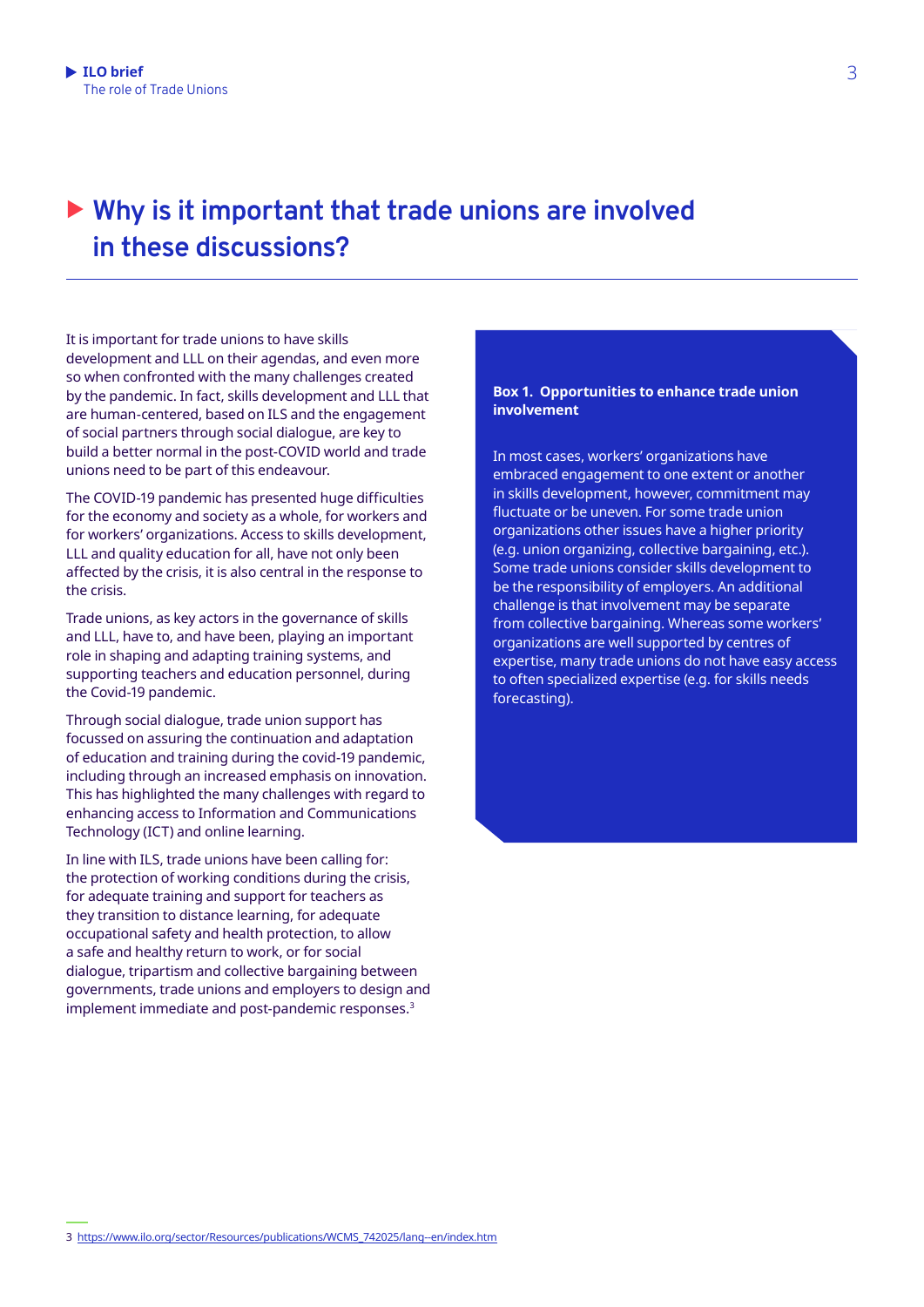# Why is it important that trade unions are involved in these discussions?

It is important for trade unions to have skills development and LLL on their agendas, and even more so when confronted with the many challenges created by the pandemic. In fact, skills development and LLL that are human-centered, based on ILS and the engagement of social partners through social dialogue, are key to build a better normal in the post-COVID world and trade unions need to be part of this endeavour.

The COVID-19 pandemic has presented huge difficulties for the economy and society as a whole, for workers and for workers' organizations. Access to skills development, LLL and quality education for all, have not only been affected by the crisis, it is also central in the response to the crisis.

Trade unions, as key actors in the governance of skills and LLL, have to, and have been, playing an important role in shaping and adapting training systems, and supporting teachers and education personnel, during the Covid-19 pandemic.

Through social dialogue, trade union support has focussed on assuring the continuation and adaptation of education and training during the covid-19 pandemic, including through an increased emphasis on innovation. This has highlighted the many challenges with regard to enhancing access to Information and Communications Technology (ICT) and online learning.

In line with ILS, trade unions have been calling for: the protection of working conditions during the crisis, for adequate training and support for teachers as they transition to distance learning, for adequate occupational safety and health protection, to allow a safe and healthy return to work, or for social dialogue, tripartism and collective bargaining between governments, trade unions and employers to design and implement immediate and post-pandemic responses.[3]

**Box 1. Opportunities to enhance trade union involvement**

In most cases, workers' organizations have embraced engagement to one extent or another in skills development, however, commitment may fluctuate or be uneven. For some trade union organizations other issues have a higher priority (e.g. union organizing, collective bargaining, etc.). Some trade unions consider skills development to be the responsibility of employers. An additional challenge is that involvement may be separate from collective bargaining. Whereas some workers' organizations are well supported by centres of expertise, many trade unions do not have easy access to often specialized expertise (e.g. for skills needs forecasting).

3 https://www.ilo.org/sector/Resources/publications/WCMS_742025/lang--en/index.htm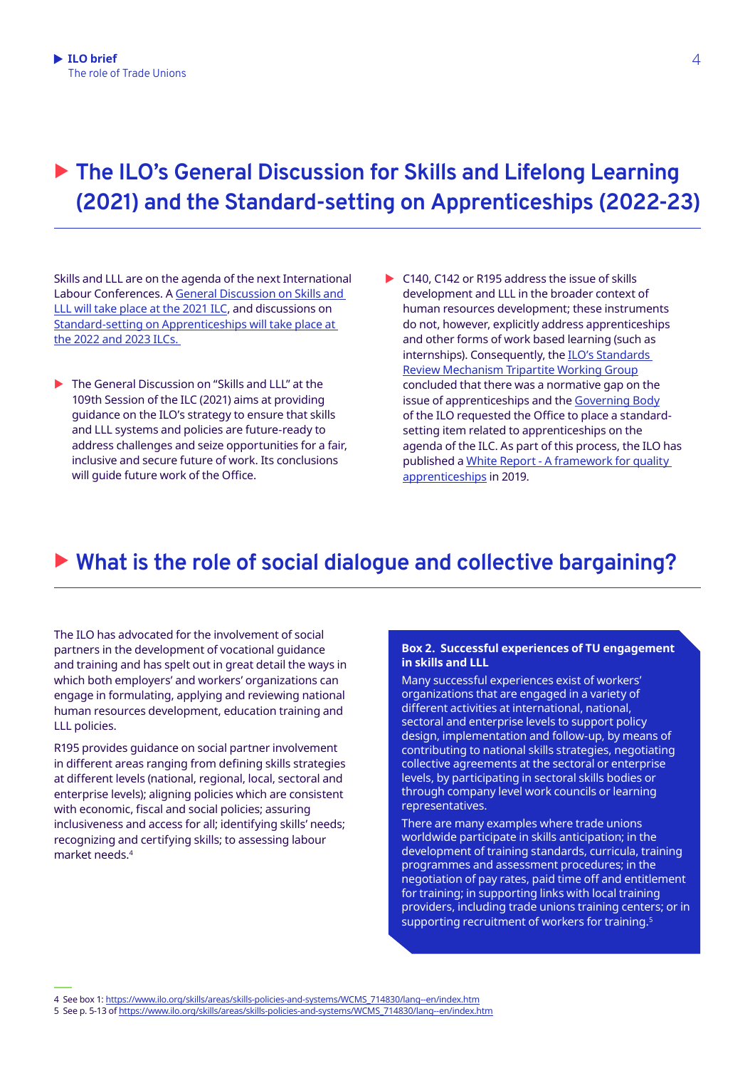## The ILO's General Discussion for Skills and Lifelong Learning (2021) and the Standard-setting on Apprenticeships (2022-23)

Skills and LLL are on the agenda of the next International Labour Conferences. A General Discussion on Skills and LLL will take place at the 2021 ILC, and discussions on Standard-setting on Apprenticeships will take place at the 2022 and 2023 ILCs.

- The General Discussion on "Skills and LLL" at the 109th Session of the ILC (2021) aims at providing guidance on the ILO's strategy to ensure that skills and LLL systems and policies are future-ready to address challenges and seize opportunities for a fair, inclusive and secure future of work. Its conclusions will guide future work of the Office.
- C140, C142 or R195 address the issue of skills development and LLL in the broader context of human resources development; these instruments do not, however, explicitly address apprenticeships and other forms of work based learning (such as internships). Consequently, the ILO's Standards Review Mechanism Tripartite Working Group concluded that there was a normative gap on the issue of apprenticeships and the Governing Body of the ILO requested the Office to place a standard-setting item related to apprenticeships on the agenda of the ILC. As part of this process, the ILO has published a White Report - A framework for quality apprenticeships in 2019.

## What is the role of social dialogue and collective bargaining?

The ILO has advocated for the involvement of social partners in the development of vocational guidance and training and has spelt out in great detail the ways in which both employers' and workers' organizations can engage in formulating, applying and reviewing national human resources development, education training and LLL policies.

R195 provides guidance on social partner involvement in different areas ranging from defining skills strategies at different levels (national, regional, local, sectoral and enterprise levels); aligning policies which are consistent with economic, fiscal and social policies; assuring inclusiveness and access for all; identifying skills' needs; recognizing and certifying skills; to assessing labour market needs.[4]

**Box 2. Successful experiences of TU engagement in skills and LLL**

Many successful experiences exist of workers' organizations that are engaged in a variety of different activities at international, national, sectoral and enterprise levels to support policy design, implementation and follow-up, by means of contributing to national skills strategies, negotiating collective agreements at the sectoral or enterprise levels, by participating in sectoral skills bodies or through company level work councils or learning representatives.

There are many examples where trade unions worldwide participate in skills anticipation; in the development of training standards, curricula, training programmes and assessment procedures; in the negotiation of pay rates, paid time off and entitlement for training; in supporting links with local training providers, including trade unions training centers; or in supporting recruitment of workers for training.[5]

---

4 See box 1: https://www.ilo.org/skills/areas/skills-policies-and-systems/WCMS_714830/lang--en/index.htm

5 See p. 5-13 of https://www.ilo.org/skills/areas/skills-policies-and-systems/WCMS_714830/lang--en/index.htm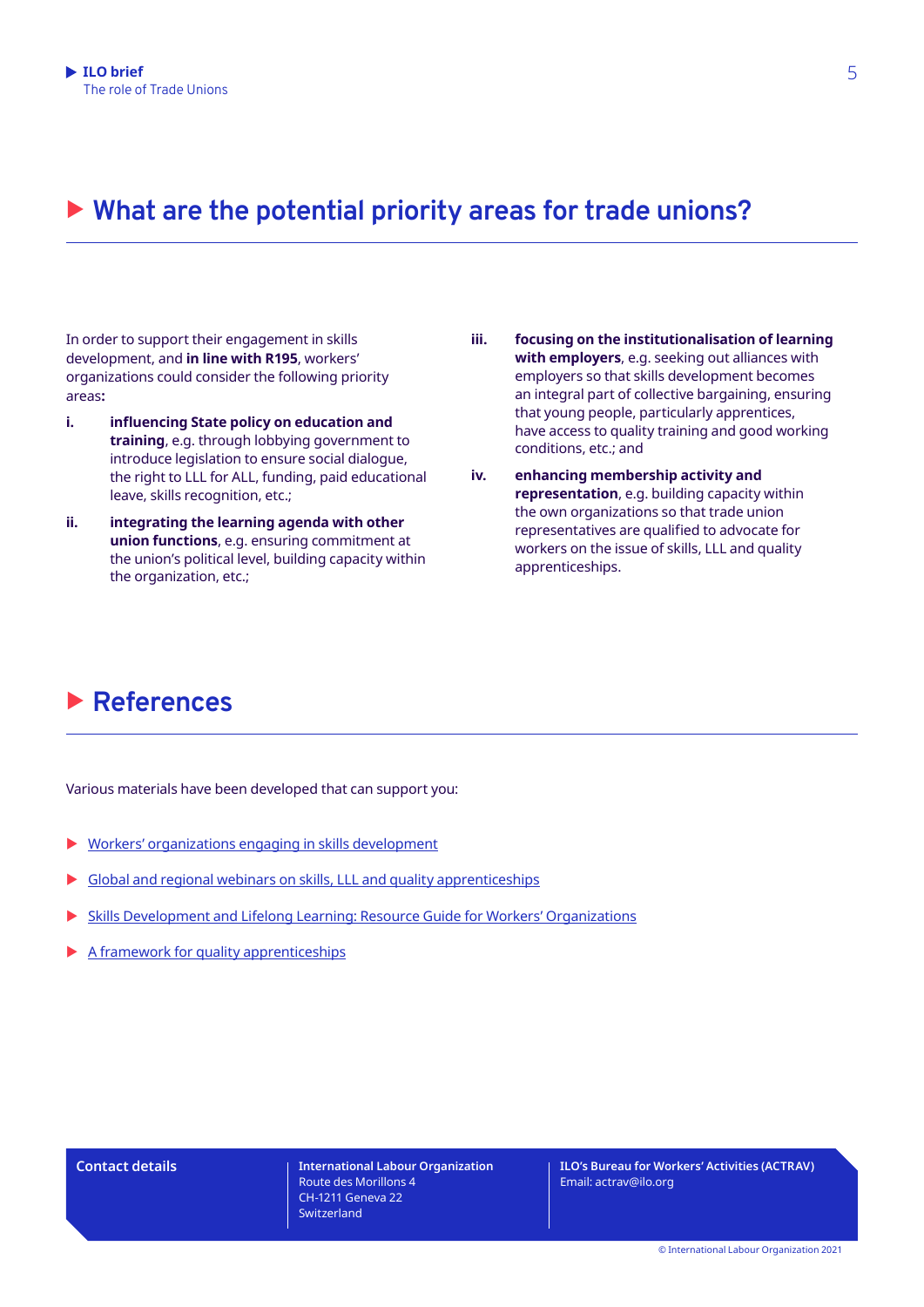## What are the potential priority areas for trade unions?

In order to support their engagement in skills development, and **in line with R195**, workers' organizations could consider the following priority areas**:**

i. **influencing State policy on education and training**, e.g. through lobbying government to introduce legislation to ensure social dialogue, the right to LLL for ALL, funding, paid educational leave, skills recognition, etc.;

ii. **integrating the learning agenda with other union functions**, e.g. ensuring commitment at the union's political level, building capacity within the organization, etc.;

iii. **focusing on the institutionalisation of learning with employers**, e.g. seeking out alliances with employers so that skills development becomes an integral part of collective bargaining, ensuring that young people, particularly apprentices, have access to quality training and good working conditions, etc.; and

iv. **enhancing membership activity and representation**, e.g. building capacity within the own organizations so that trade union representatives are qualified to advocate for workers on the issue of skills, LLL and quality apprenticeships.

## References

Various materials have been developed that can support you:

- Workers' organizations engaging in skills development
- Global and regional webinars on skills, LLL and quality apprenticeships
- Skills Development and Lifelong Learning: Resource Guide for Workers' Organizations
- A framework for quality apprenticeships

**Contact details**

**International Labour Organization**
Route des Morillons 4
CH-1211 Geneva 22
Switzerland

**ILO's Bureau for Workers' Activities (ACTRAV)**
Email: actrav@ilo.org

© International Labour Organization 2021